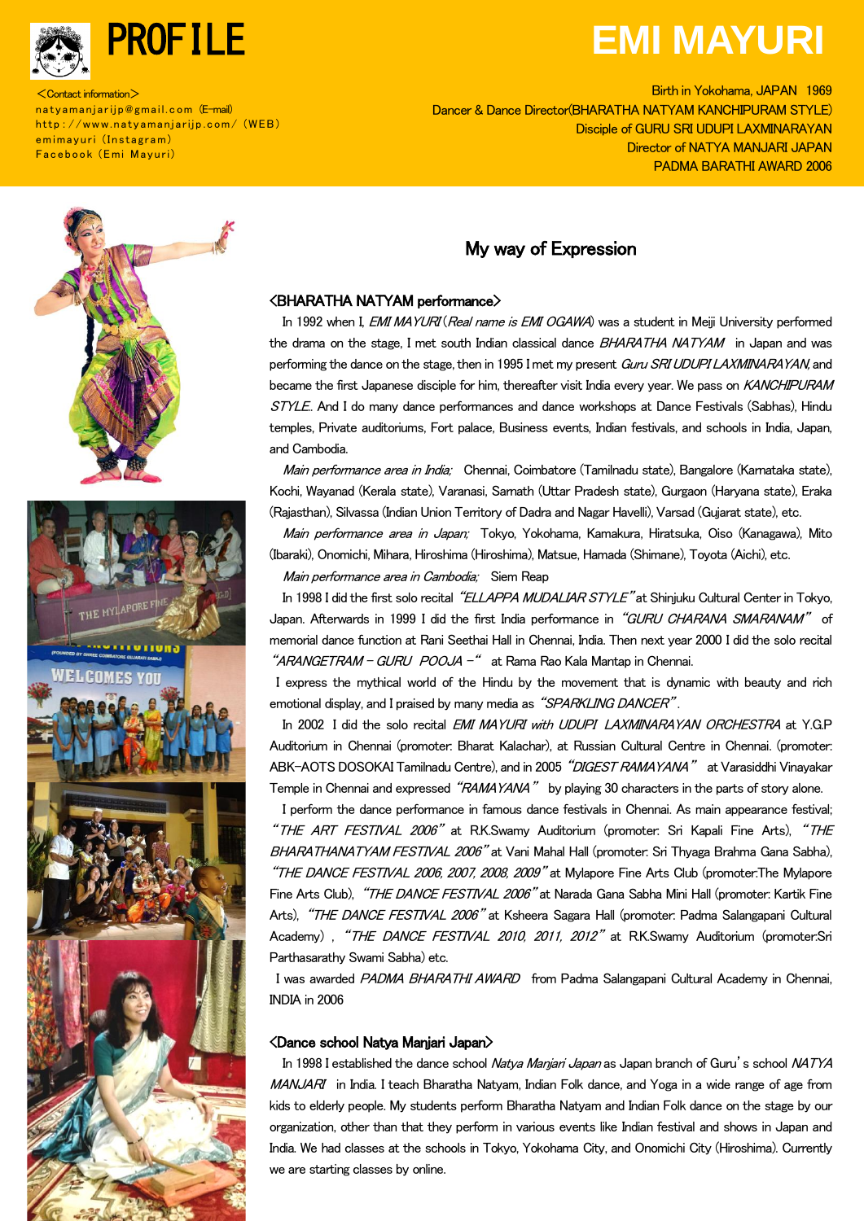# PROFILE

# EMI MAYURI

＜Contact information＞
natyamanjarijp@gmail.com (E-mail)
http://www.natyamanjarijp.com/ (WEB)
emimayuri (Instagram)
Facebook (Emi Mayuri)

Birth in Yokohama, JAPAN 1969
Dancer & Dance Director(BHARATHA NATYAM KANCHIPURAM STYLE)
Disciple of GURU SRI UDUPI LAXMINARAYAN
Director of NATYA MANJARI JAPAN
PADMA BARATHI AWARD 2006

## My way of Expression

### <BHARATHA NATYAM performance>

In 1992 when I, *EMI MAYURI*（*Real name is EMI OGAWA*) was a student in Meiji University performed the drama on the stage, I met south Indian classical dance *BHARATHA NATYAM* in Japan and was performing the dance on the stage, then in 1995 I met my present *Guru SRI UDUPI LAXMINARAYAN,* and became the first Japanese disciple for him, thereafter visit India every year. We pass on *KANCHIPURAM STYLE*. And I do many dance performances and dance workshops at Dance Festivals (Sabhas), Hindu temples, Private auditoriums, Fort palace, Business events, Indian festivals, and schools in India, Japan, and Cambodia.

*Main performance area in India;* Chennai, Coimbatore (Tamilnadu state), Bangalore (Karnataka state), Kochi, Wayanad (Kerala state), Varanasi, Sarnath (Uttar Pradesh state), Gurgaon (Haryana state), Eraka (Rajasthan), Silvassa (Indian Union Territory of Dadra and Nagar Havelli), Varsad (Gujarat state), etc.

*Main performance area in Japan;* Tokyo, Yokohama, Kamakura, Hiratsuka, Oiso (Kanagawa), Mito (Ibaraki), Onomichi, Mihara, Hiroshima (Hiroshima), Matsue, Hamada (Shimane), Toyota (Aichi), etc.

*Main performance area in Cambodia;* Siem Reap

In 1998 I did the first solo recital *"ELLAPPA MUDALIAR STYLE"* at Shinjuku Cultural Center in Tokyo, Japan. Afterwards in 1999 I did the first India performance in *"GURU CHARANA SMARANAM"* of memorial dance function at Rani Seethai Hall in Chennai, India. Then next year 2000 I did the solo recital *"ARANGETRAM－GURU POOJA－"* at Rama Rao Kala Mantap in Chennai.

I express the mythical world of the Hindu by the movement that is dynamic with beauty and rich emotional display, and I praised by many media as *"SPARKLING DANCER"*.

In 2002 I did the solo recital *EMI MAYURI with UDUPI LAXMINARAYAN ORCHESTRA* at Y.G.P Auditorium in Chennai (promoter: Bharat Kalachar), at Russian Cultural Centre in Chennai. (promoter: ABK-AOTS DOSOKAI Tamilnadu Centre), and in 2005 *"DIGEST RAMAYANA"* at Varasiddhi Vinayakar Temple in Chennai and expressed *"RAMAYANA"* by playing 30 characters in the parts of story alone.

I perform the dance performance in famous dance festivals in Chennai. As main appearance festival; *"THE ART FESTIVAL 2006"* at R.K.Swamy Auditorium (promoter: Sri Kapali Fine Arts), *"THE BHARATHANATYAM FESTIVAL 2006"* at Vani Mahal Hall (promoter: Sri Thyaga Brahma Gana Sabha), *"THE DANCE FESTIVAL 2006, 2007, 2008, 2009"* at Mylapore Fine Arts Club (promoter:The Mylapore Fine Arts Club), *"THE DANCE FESTIVAL 2006"* at Narada Gana Sabha Mini Hall (promoter: Kartik Fine Arts), *"THE DANCE FESTIVAL 2006"* at Ksheera Sagara Hall (promoter: Padma Salangapani Cultural Academy) , *"THE DANCE FESTIVAL 2010, 2011, 2012"* at R.K.Swamy Auditorium (promoter:Sri Parthasarathy Swami Sabha) etc.

I was awarded *PADMA BHARATHI AWARD* from Padma Salangapani Cultural Academy in Chennai, INDIA in 2006

### <Dance school Natya Manjari Japan>

In 1998 I established the dance school *Natya Manjari Japan* as Japan branch of Guru's school *NATYA MANJARI* in India. I teach Bharatha Natyam, Indian Folk dance, and Yoga in a wide range of age from kids to elderly people. My students perform Bharatha Natyam and Indian Folk dance on the stage by our organization, other than that they perform in various events like Indian festival and shows in Japan and India. We had classes at the schools in Tokyo, Yokohama City, and Onomichi City (Hiroshima). Currently we are starting classes by online.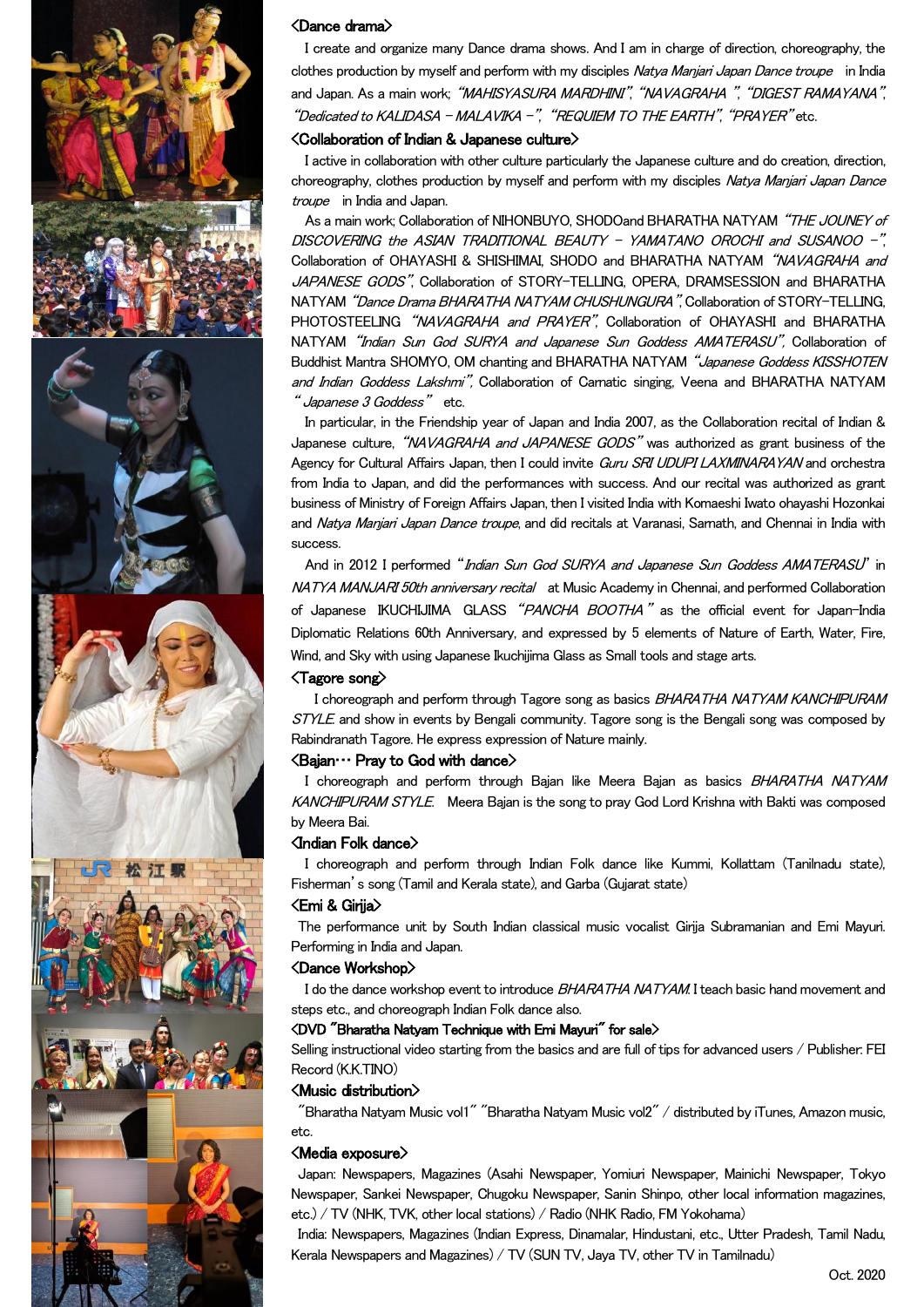## <Dance drama>

I create and organize many Dance drama shows. And I am in charge of direction, choreography, the clothes production by myself and perform with my disciples *Natya Manjari Japan Dance troupe* in India and Japan. As a main work; *"MAHISYASURA MARDHINI"*, *"NAVAGRAHA "*, *"DIGEST RAMAYANA"*, *"Dedicated to KALIDASA – MALAVIKA –"*, *"REQUIEM TO THE EARTH"*, *"PRAYER"* etc.

## <Collaboration of Indian & Japanese culture>

I active in collaboration with other culture particularly the Japanese culture and do creation, direction, choreography, clothes production by myself and perform with my disciples *Natya Manjari Japan Dance troupe* in India and Japan.

As a main work; Collaboration of NIHONBUYO, SHODOand BHARATHA NATYAM *"THE JOUNEY of DISCOVERING the ASIAN TRADITIONAL BEAUTY – YAMATANO OROCHI and SUSANOO –"*, Collaboration of OHAYASHI & SHISHIMAI, SHODO and BHARATHA NATYAM *"NAVAGRAHA and JAPANESE GODS"*, Collaboration of STORY-TELLING, OPERA, DRAMSESSION and BHARATHA NATYAM *"Dance Drama BHARATHA NATYAM CHUSHUNGURA"*, Collaboration of STORY-TELLING, PHOTOSTEELING *"NAVAGRAHA and PRAYER"*, Collaboration of OHAYASHI and BHARATHA NATYAM *"Indian Sun God SURYA and Japanese Sun Goddess AMATERASU"*, Collaboration of Buddhist Mantra SHOMYO, OM chanting and BHARATHA NATYAM *"Japanese Goddess KISSHOTEN and Indian Goddess Lakshmi"*, Collaboration of Carnatic singing, Veena and BHARATHA NATYAM *" Japanese 3 Goddess"* etc.

In particular, in the Friendship year of Japan and India 2007, as the Collaboration recital of Indian & Japanese culture, *"NAVAGRAHA and JAPANESE GODS"* was authorized as grant business of the Agency for Cultural Affairs Japan, then I could invite *Guru SRI UDUPI LAXMINARAYAN* and orchestra from India to Japan, and did the performances with success. And our recital was authorized as grant business of Ministry of Foreign Affairs Japan, then I visited India with Komaeshi Iwato ohayashi Hozonkai and *Natya Manjari Japan Dance troupe*, and did recitals at Varanasi, Sarnath, and Chennai in India with success.

And in 2012 I performed "*Indian Sun God SURYA and Japanese Sun Goddess AMATERASU*" in *NATYA MANJARI 50th anniversary recital* at Music Academy in Chennai, and performed Collaboration of Japanese IKUCHIJIMA GLASS *"PANCHA BOOTHA"* as the official event for Japan-India Diplomatic Relations 60th Anniversary, and expressed by 5 elements of Nature of Earth, Water, Fire, Wind, and Sky with using Japanese Ikuchijima Glass as Small tools and stage arts.

## <Tagore song>

I choreograph and perform through Tagore song as basics *BHARATHA NATYAM KANCHIPURAM STYLE* and show in events by Bengali community. Tagore song is the Bengali song was composed by Rabindranath Tagore. He express expression of Nature mainly.

## <Bajan… Pray to God with dance>

I choreograph and perform through Bajan like Meera Bajan as basics *BHARATHA NATYAM KANCHIPURAM STYLE*. Meera Bajan is the song to pray God Lord Krishna with Bakti was composed by Meera Bai.

## <Indian Folk dance>

I choreograph and perform through Indian Folk dance like Kummi, Kollattam (Tanilnadu state), Fisherman's song (Tamil and Kerala state), and Garba (Gujarat state)

## <Emi & Girija>

The performance unit by South Indian classical music vocalist Girija Subramanian and Emi Mayuri. Performing in India and Japan.

## <Dance Workshop>

I do the dance workshop event to introduce *BHARATHA NATYAM*. I teach basic hand movement and steps etc., and choreograph Indian Folk dance also.

## <DVD "Bharatha Natyam Technique with Emi Mayuri" for sale>

Selling instructional video starting from the basics and are full of tips for advanced users / Publisher: FEI Record (K.K.TINO)

## <Music distribution>

"Bharatha Natyam Music vol1" "Bharatha Natyam Music vol2" / distributed by iTunes, Amazon music, etc.

## <Media exposure>

Japan: Newspapers, Magazines (Asahi Newspaper, Yomiuri Newspaper, Mainichi Newspaper, Tokyo Newspaper, Sankei Newspaper, Chugoku Newspaper, Sanin Shinpo, other local information magazines, etc.) / TV (NHK, TVK, other local stations) / Radio (NHK Radio, FM Yokohama)

India: Newspapers, Magazines (Indian Express, Dinamalar, Hindustani, etc., Utter Pradesh, Tamil Nadu, Kerala Newspapers and Magazines) / TV (SUN TV, Jaya TV, other TV in Tamilnadu)

Oct. 2020